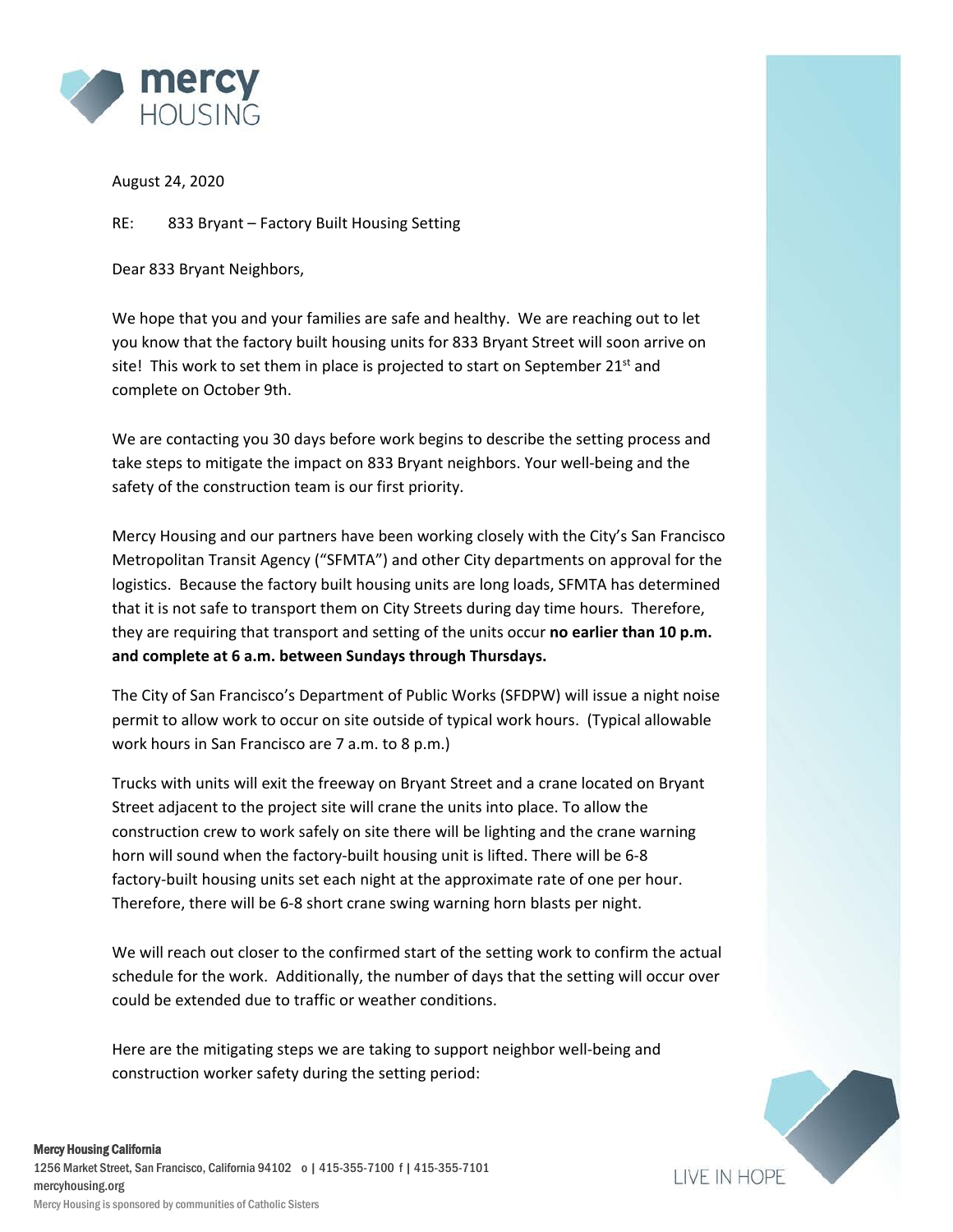August 24, 2020

RE: 833 Bryant – Factory Built Housing Setting

Dear 833 Bryant Neighbors,

We hope that you and your families are safe and healthy. We are reaching out to let you know that the factory built housing units for 833 Bryant Street will soon arrive on site! This work to set them in place is projected to start on September 21st and complete on October 9th.

We are contacting you 30 days before work begins to describe the setting process and take steps to mitigate the impact on 833 Bryant neighbors. Your well-being and the safety of the construction team is our first priority.

Mercy Housing and our partners have been working closely with the City's San Francisco Metropolitan Transit Agency ("SFMTA") and other City departments on approval for the logistics. Because the factory built housing units are long loads, SFMTA has determined that it is not safe to transport them on City Streets during day time hours. Therefore, they are requiring that transport and setting of the units occur **no earlier than 10 p.m. and complete at 6 a.m. between Sundays through Thursdays.**

The City of San Francisco's Department of Public Works (SFDPW) will issue a night noise permit to allow work to occur on site outside of typical work hours. (Typical allowable work hours in San Francisco are 7 a.m. to 8 p.m.)

Trucks with units will exit the freeway on Bryant Street and a crane located on Bryant Street adjacent to the project site will crane the units into place. To allow the construction crew to work safely on site there will be lighting and the crane warning horn will sound when the factory-built housing unit is lifted. There will be 6-8 factory-built housing units set each night at the approximate rate of one per hour. Therefore, there will be 6-8 short crane swing warning horn blasts per night.

We will reach out closer to the confirmed start of the setting work to confirm the actual schedule for the work. Additionally, the number of days that the setting will occur over could be extended due to traffic or weather conditions.

Here are the mitigating steps we are taking to support neighbor well-being and construction worker safety during the setting period: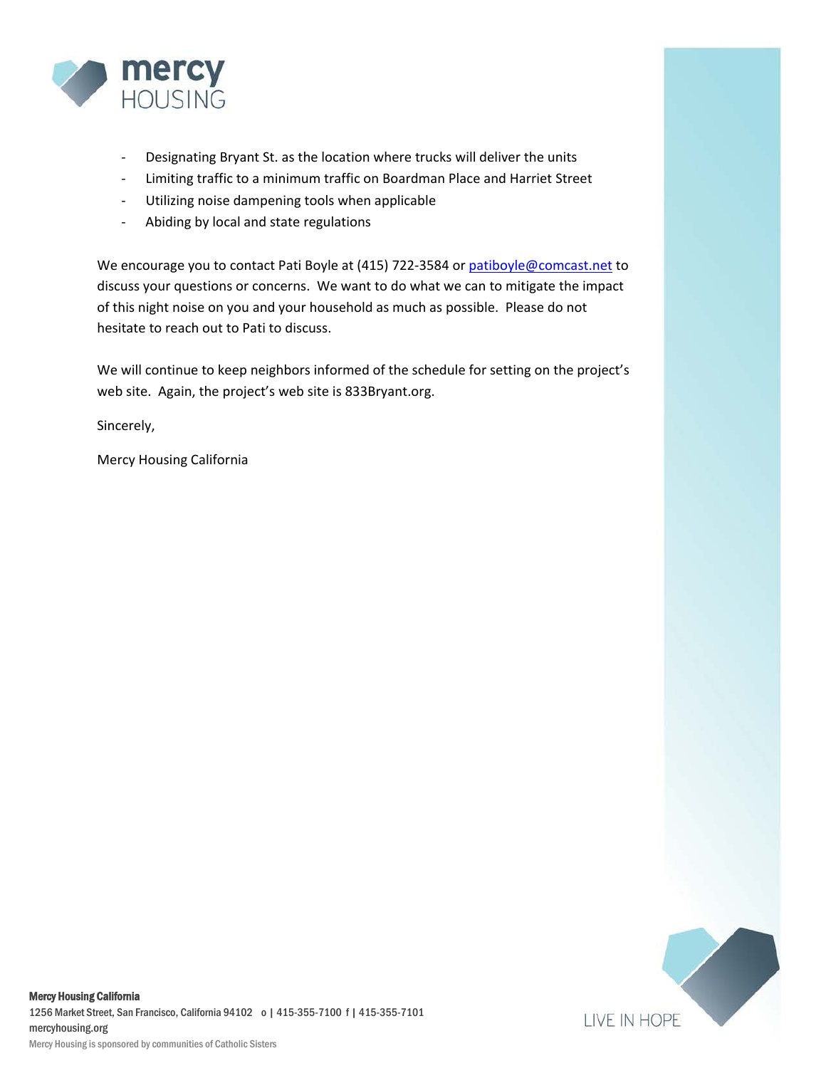- Designating Bryant St. as the location where trucks will deliver the units
- Limiting traffic to a minimum traffic on Boardman Place and Harriet Street
- Utilizing noise dampening tools when applicable
- Abiding by local and state regulations

We encourage you to contact Pati Boyle at (415) 722-3584 or patiboyle@comcast.net to discuss your questions or concerns. We want to do what we can to mitigate the impact of this night noise on you and your household as much as possible. Please do not hesitate to reach out to Pati to discuss.

We will continue to keep neighbors informed of the schedule for setting on the project's web site. Again, the project's web site is 833Bryant.org.

Sincerely,

Mercy Housing California